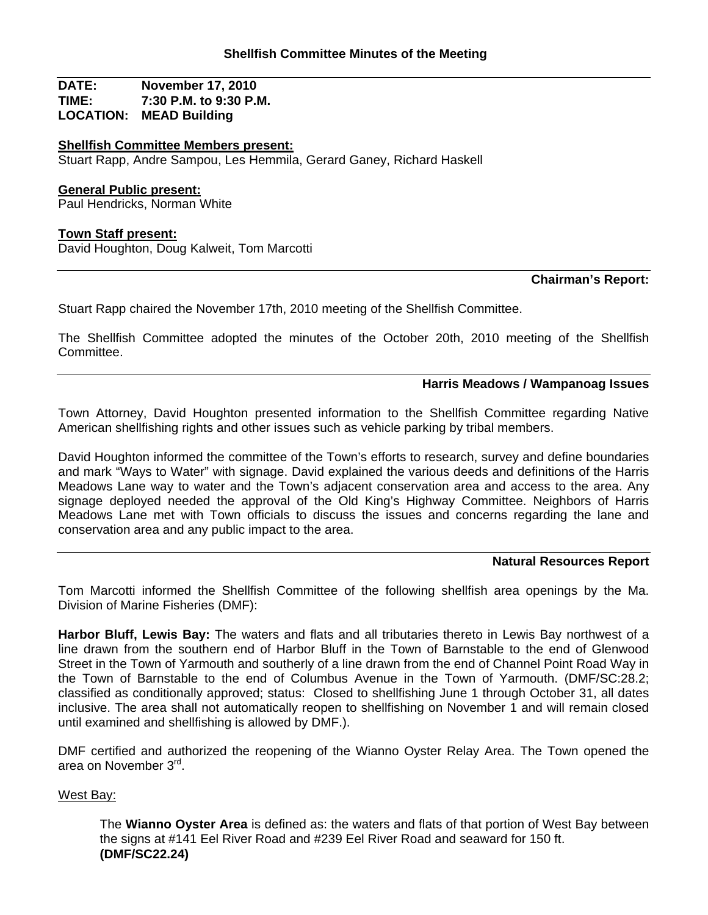## Shellfish Committee Minutes of the Meeting

**DATE:** November 17, 2010
**TIME:** 7:30 P.M. to 9:30 P.M.
**LOCATION:** MEAD Building

**Shellfish Committee Members present:**
Stuart Rapp, Andre Sampou, Les Hemmila, Gerard Ganey, Richard Haskell

**General Public present:**
Paul Hendricks, Norman White

**Town Staff present:**
David Houghton, Doug Kalweit, Tom Marcotti

---

### Chairman's Report:

Stuart Rapp chaired the November 17th, 2010 meeting of the Shellfish Committee.

The Shellfish Committee adopted the minutes of the October 20th, 2010 meeting of the Shellfish Committee.

---

### Harris Meadows / Wampanoag Issues

Town Attorney, David Houghton presented information to the Shellfish Committee regarding Native American shellfishing rights and other issues such as vehicle parking by tribal members.

David Houghton informed the committee of the Town's efforts to research, survey and define boundaries and mark "Ways to Water" with signage. David explained the various deeds and definitions of the Harris Meadows Lane way to water and the Town's adjacent conservation area and access to the area. Any signage deployed needed the approval of the Old King's Highway Committee. Neighbors of Harris Meadows Lane met with Town officials to discuss the issues and concerns regarding the lane and conservation area and any public impact to the area.

---

### Natural Resources Report

Tom Marcotti informed the Shellfish Committee of the following shellfish area openings by the Ma. Division of Marine Fisheries (DMF):

**Harbor Bluff, Lewis Bay:** The waters and flats and all tributaries thereto in Lewis Bay northwest of a line drawn from the southern end of Harbor Bluff in the Town of Barnstable to the end of Glenwood Street in the Town of Yarmouth and southerly of a line drawn from the end of Channel Point Road Way in the Town of Barnstable to the end of Columbus Avenue in the Town of Yarmouth. (DMF/SC:28.2; classified as conditionally approved; status: Closed to shellfishing June 1 through October 31, all dates inclusive. The area shall not automatically reopen to shellfishing on November 1 and will remain closed until examined and shellfishing is allowed by DMF.).

DMF certified and authorized the reopening of the Wianno Oyster Relay Area. The Town opened the area on November 3rd.

West Bay:

> The **Wianno Oyster Area** is defined as: the waters and flats of that portion of West Bay between the signs at #141 Eel River Road and #239 Eel River Road and seaward for 150 ft. **(DMF/SC22.24)**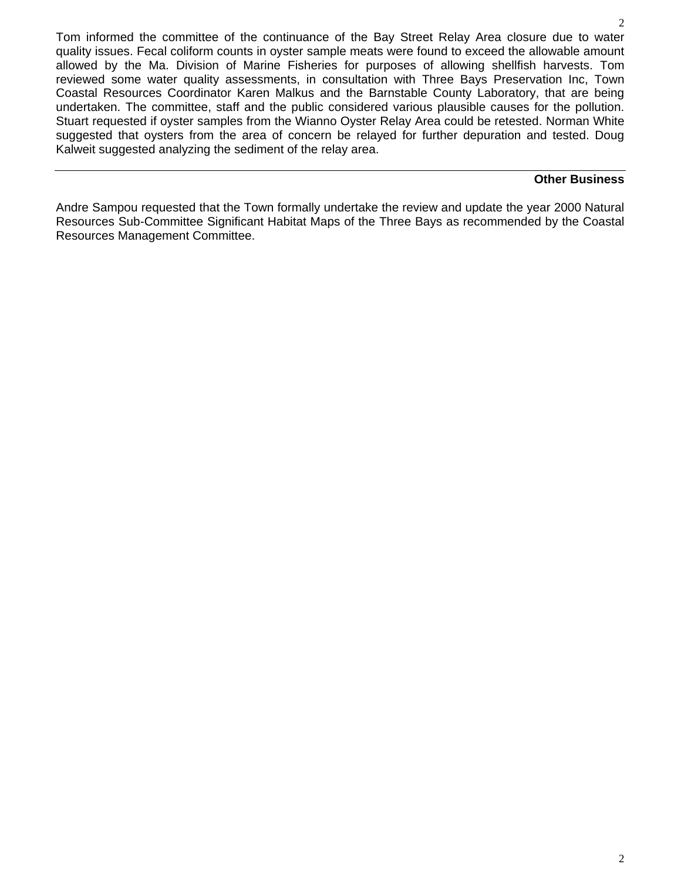Tom informed the committee of the continuance of the Bay Street Relay Area closure due to water quality issues. Fecal coliform counts in oyster sample meats were found to exceed the allowable amount allowed by the Ma. Division of Marine Fisheries for purposes of allowing shellfish harvests. Tom reviewed some water quality assessments, in consultation with Three Bays Preservation Inc, Town Coastal Resources Coordinator Karen Malkus and the Barnstable County Laboratory, that are being undertaken. The committee, staff and the public considered various plausible causes for the pollution. Stuart requested if oyster samples from the Wianno Oyster Relay Area could be retested. Norman White suggested that oysters from the area of concern be relayed for further depuration and tested. Doug Kalweit suggested analyzing the sediment of the relay area.

---

**Other Business**

Andre Sampou requested that the Town formally undertake the review and update the year 2000 Natural Resources Sub-Committee Significant Habitat Maps of the Three Bays as recommended by the Coastal Resources Management Committee.